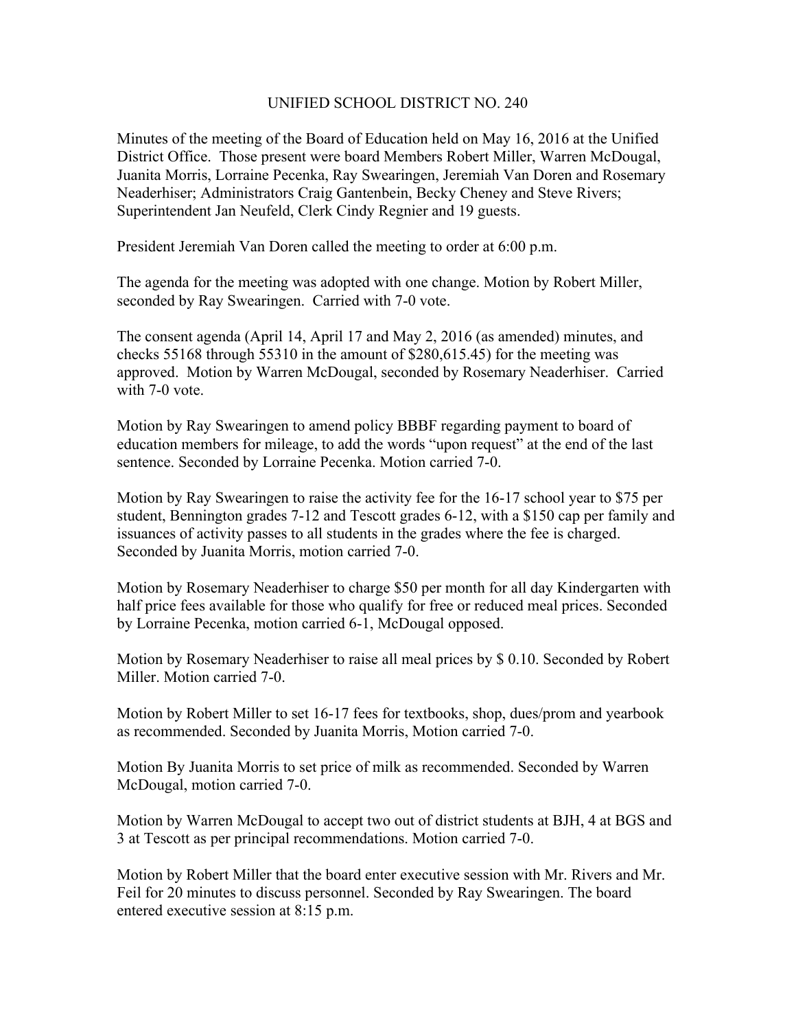# UNIFIED SCHOOL DISTRICT NO. 240

Minutes of the meeting of the Board of Education held on May 16, 2016 at the Unified District Office. Those present were board Members Robert Miller, Warren McDougal, Juanita Morris, Lorraine Pecenka, Ray Swearingen, Jeremiah Van Doren and Rosemary Neaderhiser; Administrators Craig Gantenbein, Becky Cheney and Steve Rivers; Superintendent Jan Neufeld, Clerk Cindy Regnier and 19 guests.

President Jeremiah Van Doren called the meeting to order at 6:00 p.m.

The agenda for the meeting was adopted with one change. Motion by Robert Miller, seconded by Ray Swearingen. Carried with 7-0 vote.

The consent agenda (April 14, April 17 and May 2, 2016 (as amended) minutes, and checks 55168 through 55310 in the amount of $280,615.45) for the meeting was approved. Motion by Warren McDougal, seconded by Rosemary Neaderhiser. Carried with 7-0 vote.

Motion by Ray Swearingen to amend policy BBBF regarding payment to board of education members for mileage, to add the words "upon request" at the end of the last sentence. Seconded by Lorraine Pecenka. Motion carried 7-0.

Motion by Ray Swearingen to raise the activity fee for the 16-17 school year to $75 per student, Bennington grades 7-12 and Tescott grades 6-12, with a $150 cap per family and issuances of activity passes to all students in the grades where the fee is charged. Seconded by Juanita Morris, motion carried 7-0.

Motion by Rosemary Neaderhiser to charge $50 per month for all day Kindergarten with half price fees available for those who qualify for free or reduced meal prices. Seconded by Lorraine Pecenka, motion carried 6-1, McDougal opposed.

Motion by Rosemary Neaderhiser to raise all meal prices by $ 0.10. Seconded by Robert Miller. Motion carried 7-0.

Motion by Robert Miller to set 16-17 fees for textbooks, shop, dues/prom and yearbook as recommended. Seconded by Juanita Morris, Motion carried 7-0.

Motion By Juanita Morris to set price of milk as recommended. Seconded by Warren McDougal, motion carried 7-0.

Motion by Warren McDougal to accept two out of district students at BJH, 4 at BGS and 3 at Tescott as per principal recommendations. Motion carried 7-0.

Motion by Robert Miller that the board enter executive session with Mr. Rivers and Mr. Feil for 20 minutes to discuss personnel. Seconded by Ray Swearingen. The board entered executive session at 8:15 p.m.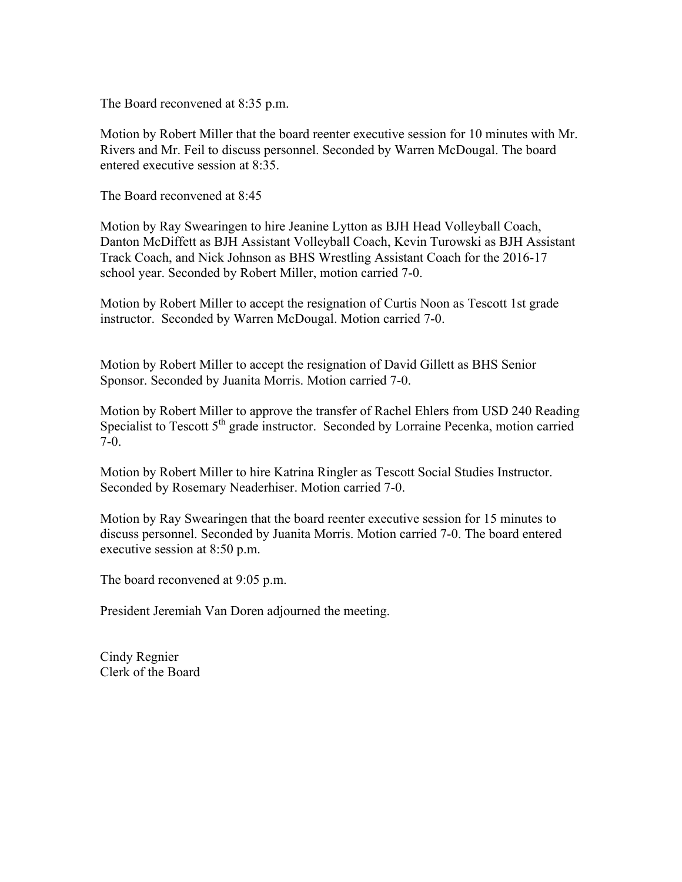The Board reconvened at 8:35 p.m.

Motion by Robert Miller that the board reenter executive session for 10 minutes with Mr. Rivers and Mr. Feil to discuss personnel. Seconded by Warren McDougal. The board entered executive session at 8:35.

The Board reconvened at 8:45

Motion by Ray Swearingen to hire Jeanine Lytton as BJH Head Volleyball Coach, Danton McDiffett as BJH Assistant Volleyball Coach, Kevin Turowski as BJH Assistant Track Coach, and Nick Johnson as BHS Wrestling Assistant Coach for the 2016-17 school year. Seconded by Robert Miller, motion carried 7-0.

Motion by Robert Miller to accept the resignation of Curtis Noon as Tescott 1st grade instructor. Seconded by Warren McDougal. Motion carried 7-0.

Motion by Robert Miller to accept the resignation of David Gillett as BHS Senior Sponsor. Seconded by Juanita Morris. Motion carried 7-0.

Motion by Robert Miller to approve the transfer of Rachel Ehlers from USD 240 Reading Specialist to Tescott 5th grade instructor. Seconded by Lorraine Pecenka, motion carried 7-0.

Motion by Robert Miller to hire Katrina Ringler as Tescott Social Studies Instructor. Seconded by Rosemary Neaderhiser. Motion carried 7-0.

Motion by Ray Swearingen that the board reenter executive session for 15 minutes to discuss personnel. Seconded by Juanita Morris. Motion carried 7-0. The board entered executive session at 8:50 p.m.

The board reconvened at 9:05 p.m.

President Jeremiah Van Doren adjourned the meeting.

Cindy Regnier
Clerk of the Board